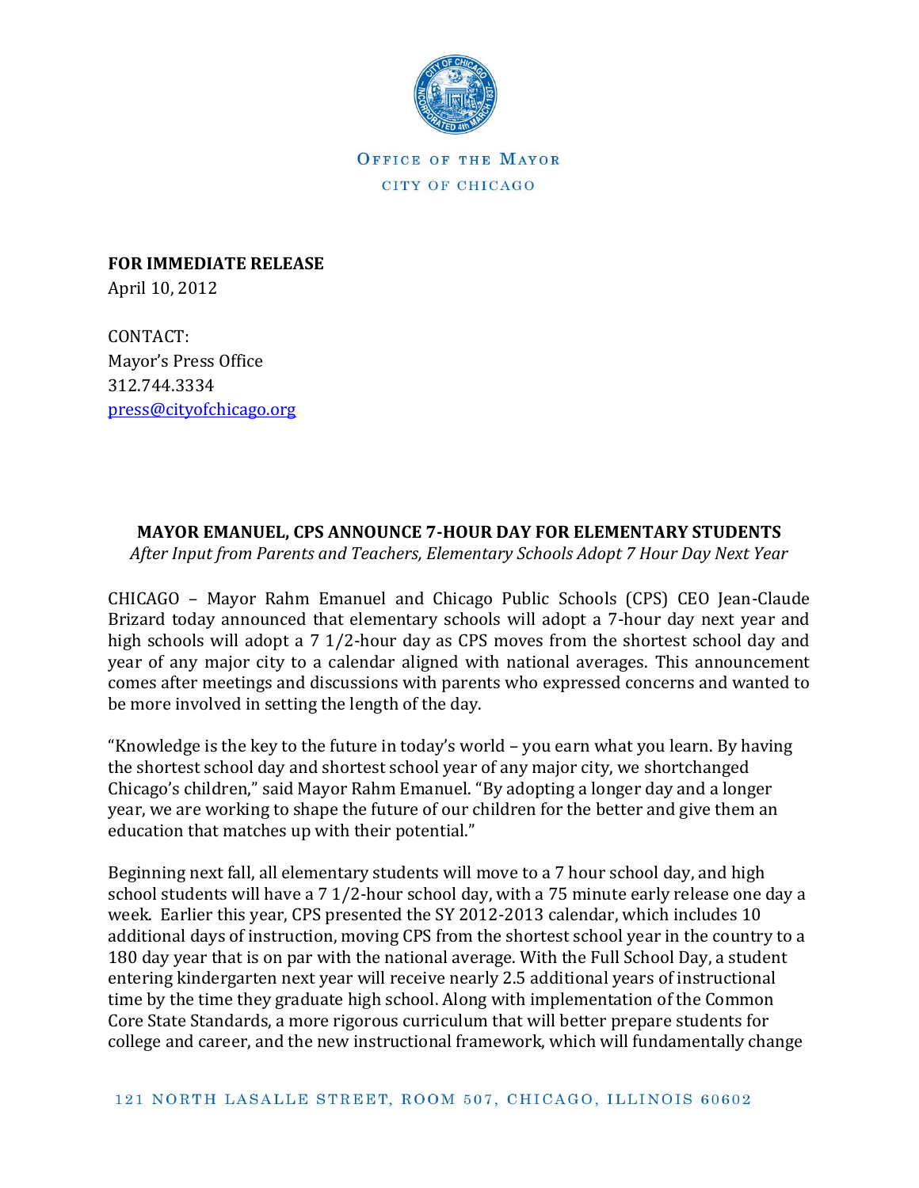OFFICE OF THE MAYOR

CITY OF CHICAGO

**FOR IMMEDIATE RELEASE**
April 10, 2012

CONTACT:
Mayor's Press Office
312.744.3334
press@cityofchicago.org

**MAYOR EMANUEL, CPS ANNOUNCE 7-HOUR DAY FOR ELEMENTARY STUDENTS**

*After Input from Parents and Teachers, Elementary Schools Adopt 7 Hour Day Next Year*

CHICAGO – Mayor Rahm Emanuel and Chicago Public Schools (CPS) CEO Jean-Claude Brizard today announced that elementary schools will adopt a 7-hour day next year and high schools will adopt a 7 1/2-hour day as CPS moves from the shortest school day and year of any major city to a calendar aligned with national averages. This announcement comes after meetings and discussions with parents who expressed concerns and wanted to be more involved in setting the length of the day.

"Knowledge is the key to the future in today's world – you earn what you learn. By having the shortest school day and shortest school year of any major city, we shortchanged Chicago's children," said Mayor Rahm Emanuel. "By adopting a longer day and a longer year, we are working to shape the future of our children for the better and give them an education that matches up with their potential."

Beginning next fall, all elementary students will move to a 7 hour school day, and high school students will have a 7 1/2-hour school day, with a 75 minute early release one day a week. Earlier this year, CPS presented the SY 2012-2013 calendar, which includes 10 additional days of instruction, moving CPS from the shortest school year in the country to a 180 day year that is on par with the national average. With the Full School Day, a student entering kindergarten next year will receive nearly 2.5 additional years of instructional time by the time they graduate high school. Along with implementation of the Common Core State Standards, a more rigorous curriculum that will better prepare students for college and career, and the new instructional framework, which will fundamentally change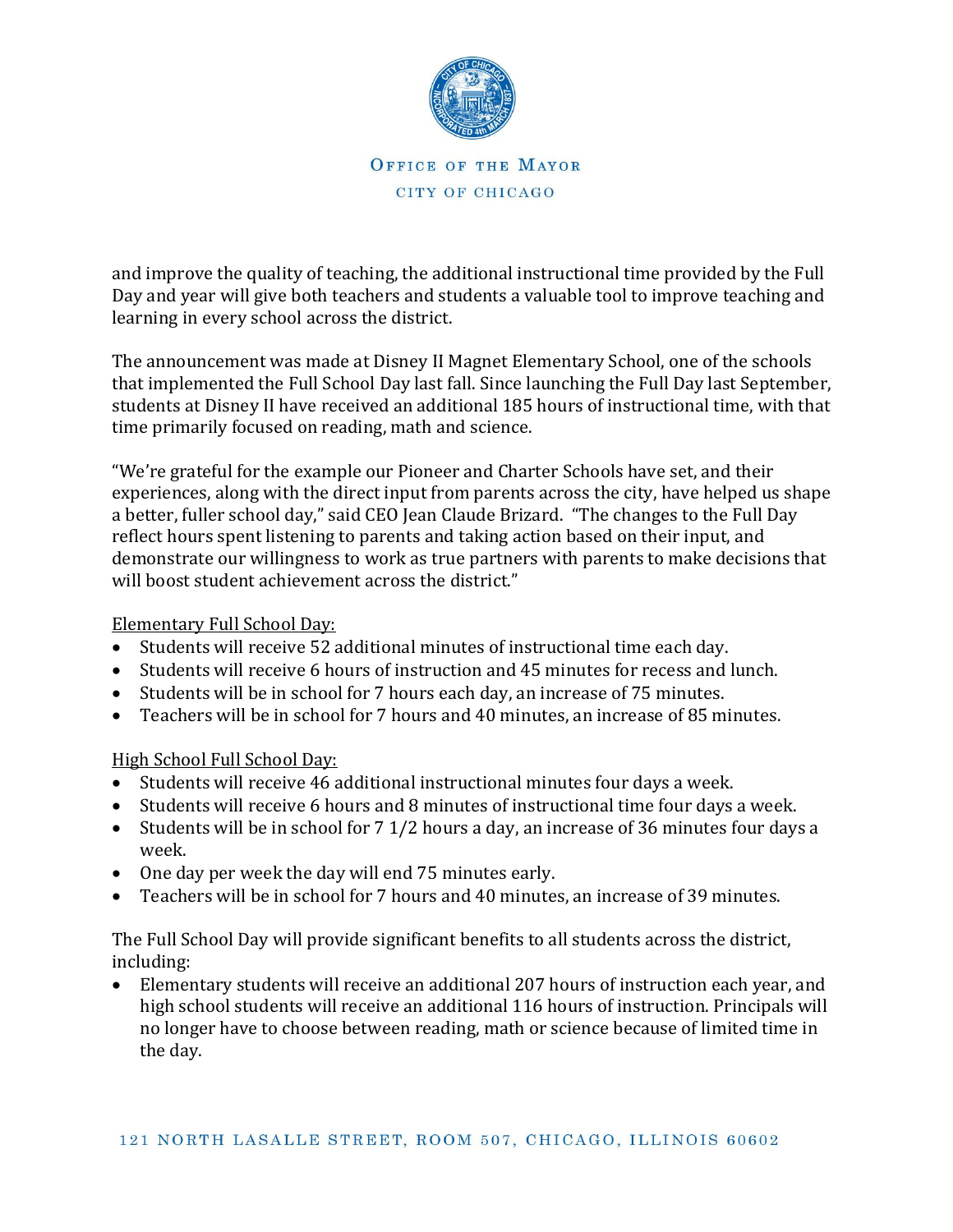and improve the quality of teaching, the additional instructional time provided by the Full Day and year will give both teachers and students a valuable tool to improve teaching and learning in every school across the district.

The announcement was made at Disney II Magnet Elementary School, one of the schools that implemented the Full School Day last fall. Since launching the Full Day last September, students at Disney II have received an additional 185 hours of instructional time, with that time primarily focused on reading, math and science.

"We're grateful for the example our Pioneer and Charter Schools have set, and their experiences, along with the direct input from parents across the city, have helped us shape a better, fuller school day," said CEO Jean Claude Brizard. "The changes to the Full Day reflect hours spent listening to parents and taking action based on their input, and demonstrate our willingness to work as true partners with parents to make decisions that will boost student achievement across the district."

<u>Elementary Full School Day:</u>

- Students will receive 52 additional minutes of instructional time each day.
- Students will receive 6 hours of instruction and 45 minutes for recess and lunch.
- Students will be in school for 7 hours each day, an increase of 75 minutes.
- Teachers will be in school for 7 hours and 40 minutes, an increase of 85 minutes.

<u>High School Full School Day:</u>

- Students will receive 46 additional instructional minutes four days a week.
- Students will receive 6 hours and 8 minutes of instructional time four days a week.
- Students will be in school for 7 1/2 hours a day, an increase of 36 minutes four days a week.
- One day per week the day will end 75 minutes early.
- Teachers will be in school for 7 hours and 40 minutes, an increase of 39 minutes.

The Full School Day will provide significant benefits to all students across the district, including:

- Elementary students will receive an additional 207 hours of instruction each year, and high school students will receive an additional 116 hours of instruction. Principals will no longer have to choose between reading, math or science because of limited time in the day.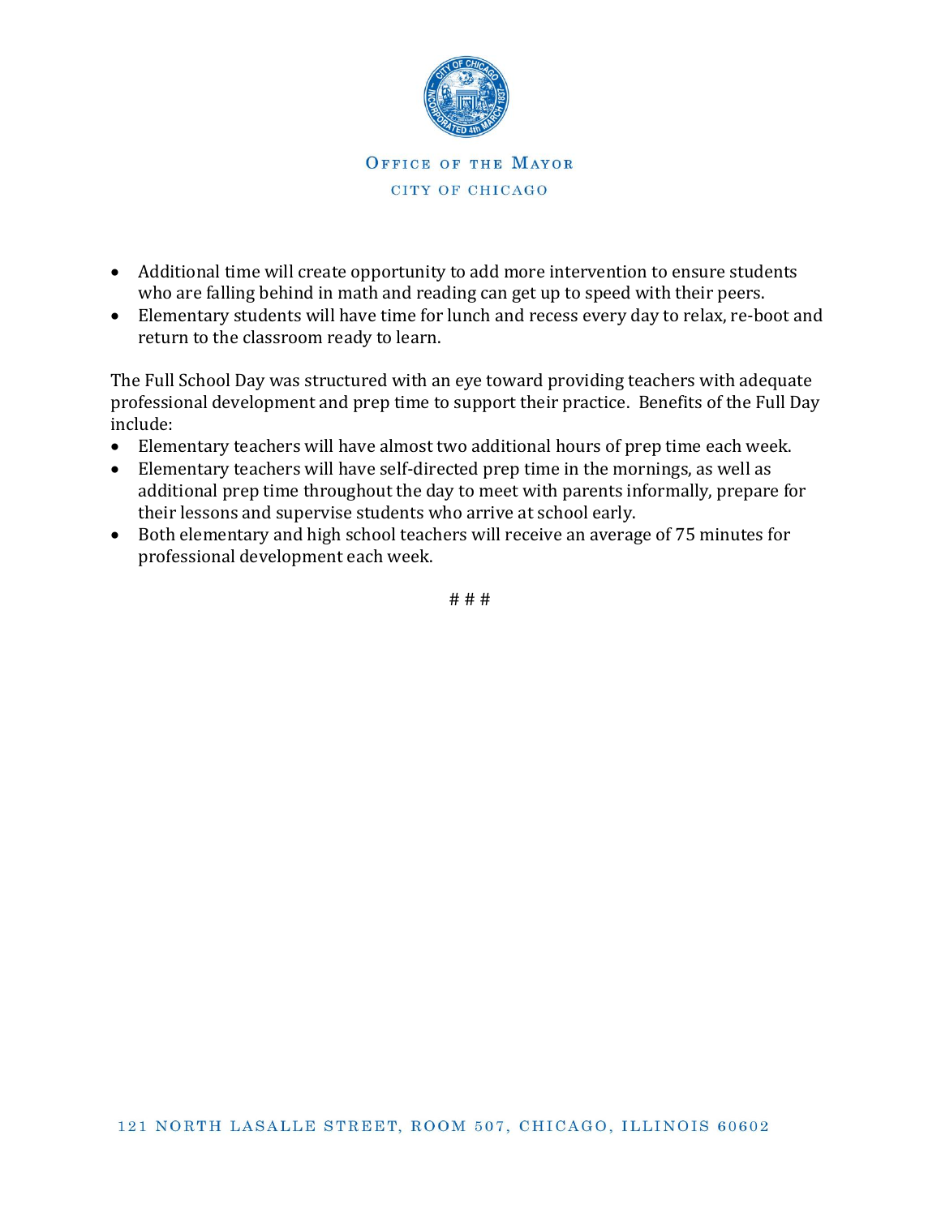- Additional time will create opportunity to add more intervention to ensure students who are falling behind in math and reading can get up to speed with their peers.
- Elementary students will have time for lunch and recess every day to relax, re-boot and return to the classroom ready to learn.

The Full School Day was structured with an eye toward providing teachers with adequate professional development and prep time to support their practice. Benefits of the Full Day include:

- Elementary teachers will have almost two additional hours of prep time each week.
- Elementary teachers will have self-directed prep time in the mornings, as well as additional prep time throughout the day to meet with parents informally, prepare for their lessons and supervise students who arrive at school early.
- Both elementary and high school teachers will receive an average of 75 minutes for professional development each week.

# # #